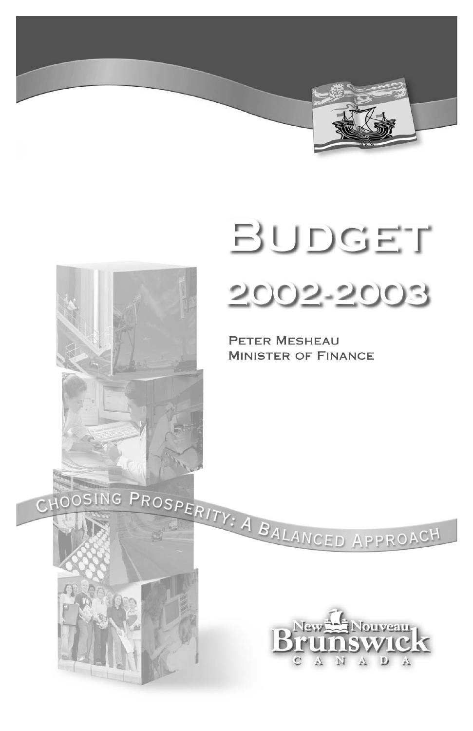# Budget 2002-2003

Peter Mesheau
Minister of Finance

Choosing Prosperity: A Balanced Approach

New Nouveau Brunswick
CANADA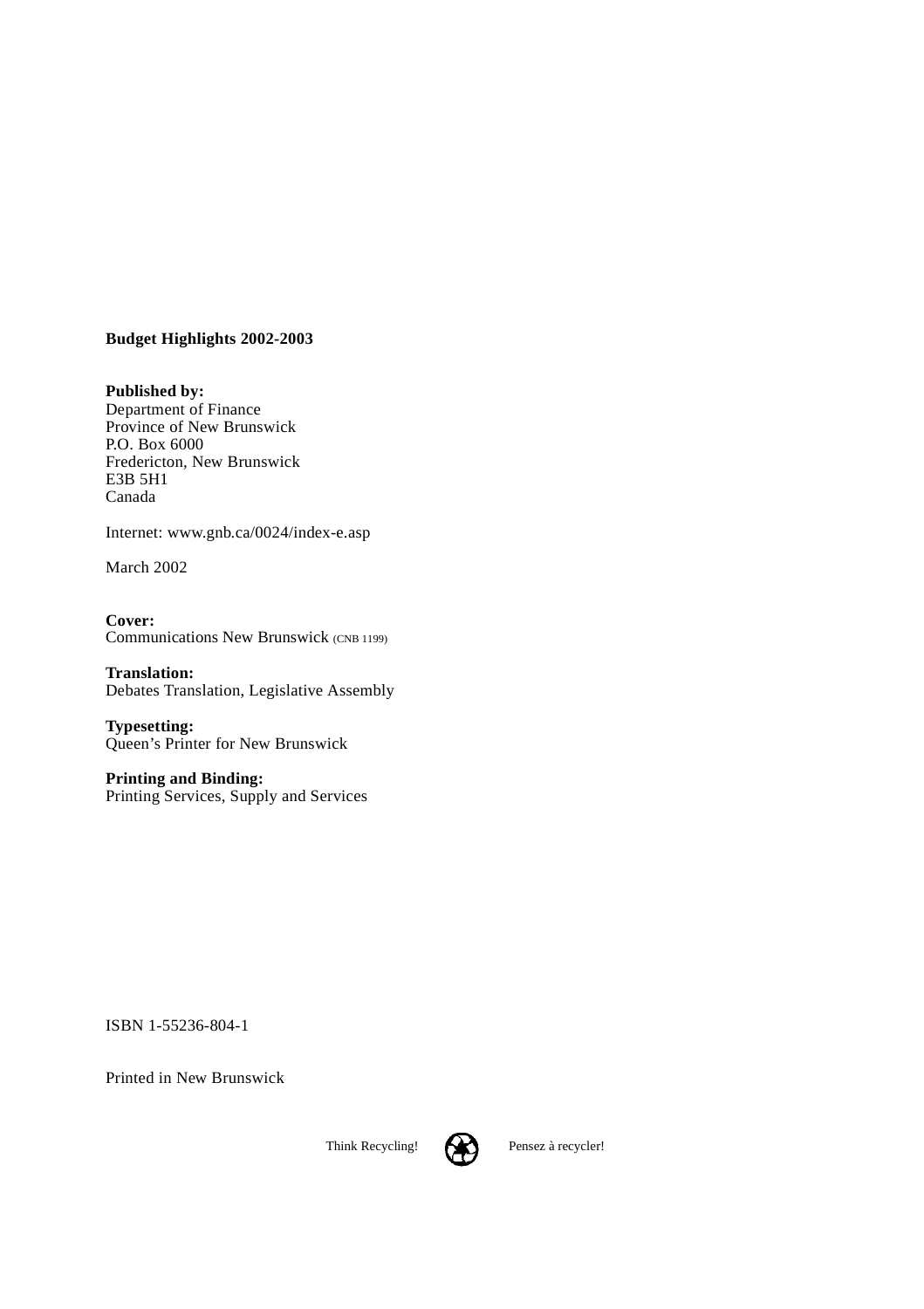**Budget Highlights 2002-2003**

**Published by:**
Department of Finance
Province of New Brunswick
P.O. Box 6000
Fredericton, New Brunswick
E3B 5H1
Canada

Internet: www.gnb.ca/0024/index-e.asp

March 2002

**Cover:**
Communications New Brunswick (CNB 1199)

**Translation:**
Debates Translation, Legislative Assembly

**Typesetting:**
Queen's Printer for New Brunswick

**Printing and Binding:**
Printing Services, Supply and Services

ISBN 1-55236-804-1

Printed in New Brunswick

Think Recycling! Pensez à recycler!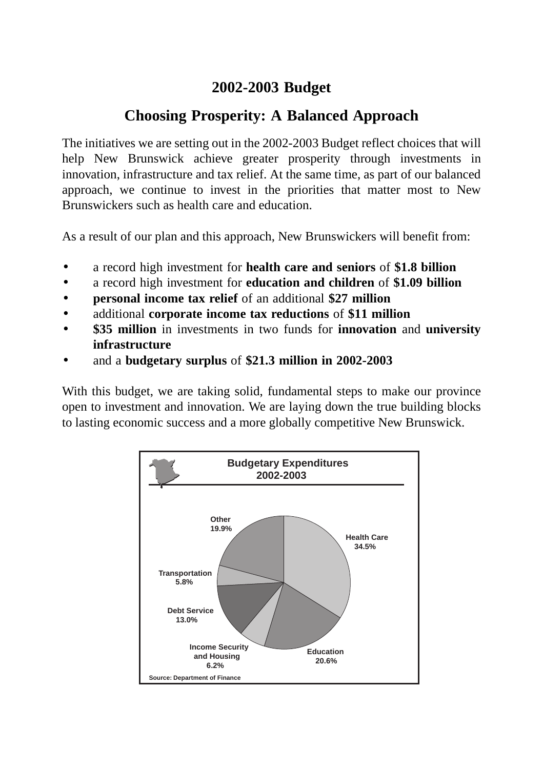# 2002-2003 Budget

## Choosing Prosperity: A Balanced Approach

The initiatives we are setting out in the 2002-2003 Budget reflect choices that will help New Brunswick achieve greater prosperity through investments in innovation, infrastructure and tax relief. At the same time, as part of our balanced approach, we continue to invest in the priorities that matter most to New Brunswickers such as health care and education.

As a result of our plan and this approach, New Brunswickers will benefit from:

- a record high investment for **health care and seniors** of **$1.8 billion**
- a record high investment for **education and children** of **$1.09 billion**
- **personal income tax relief** of an additional **$27 million**
- additional **corporate income tax reductions** of **$11 million**
- **$35 million** in investments in two funds for **innovation** and **university infrastructure**
- and a **budgetary surplus** of **$21.3 million in 2002-2003**

With this budget, we are taking solid, fundamental steps to make our province open to investment and innovation. We are laying down the true building blocks to lasting economic success and a more globally competitive New Brunswick.

**Budgetary Expenditures 2002-2003**

| Category | Share |
|---|---|
| Health Care | 34.5% |
| Education | 20.6% |
| Income Security and Housing | 6.2% |
| Debt Service | 13.0% |
| Transportation | 5.8% |
| Other | 19.9% |

Source: Department of Finance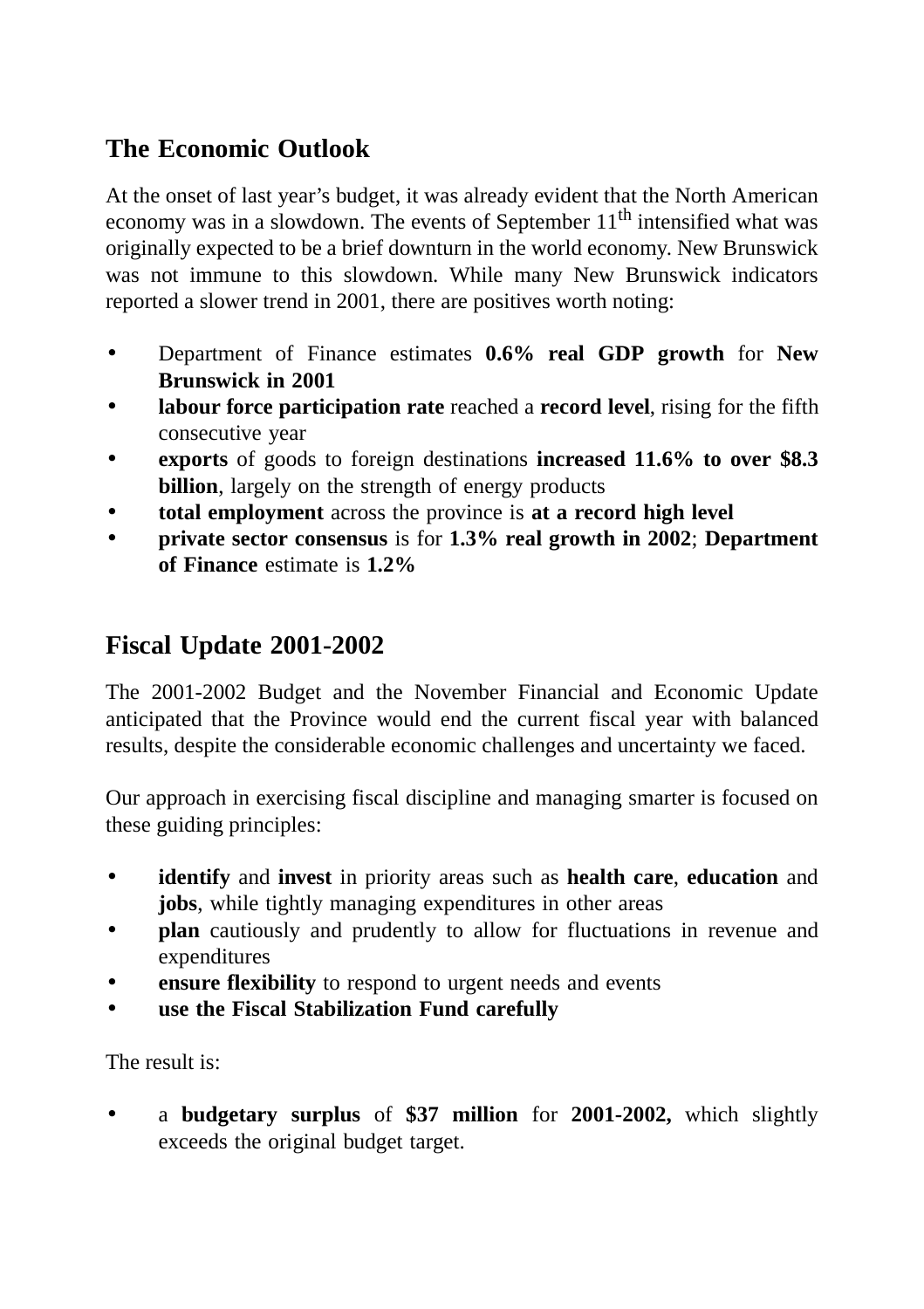## The Economic Outlook

At the onset of last year's budget, it was already evident that the North American economy was in a slowdown. The events of September 11th intensified what was originally expected to be a brief downturn in the world economy. New Brunswick was not immune to this slowdown. While many New Brunswick indicators reported a slower trend in 2001, there are positives worth noting:

- Department of Finance estimates **0.6% real GDP growth** for **New Brunswick in 2001**
- **labour force participation rate** reached a **record level**, rising for the fifth consecutive year
- **exports** of goods to foreign destinations **increased 11.6% to over $8.3 billion**, largely on the strength of energy products
- **total employment** across the province is **at a record high level**
- **private sector consensus** is for **1.3% real growth in 2002**; **Department of Finance** estimate is **1.2%**

## Fiscal Update 2001-2002

The 2001-2002 Budget and the November Financial and Economic Update anticipated that the Province would end the current fiscal year with balanced results, despite the considerable economic challenges and uncertainty we faced.

Our approach in exercising fiscal discipline and managing smarter is focused on these guiding principles:

- **identify** and **invest** in priority areas such as **health care**, **education** and **jobs**, while tightly managing expenditures in other areas
- **plan** cautiously and prudently to allow for fluctuations in revenue and expenditures
- **ensure flexibility** to respond to urgent needs and events
- **use the Fiscal Stabilization Fund carefully**

The result is:

- a **budgetary surplus** of **$37 million** for **2001-2002,** which slightly exceeds the original budget target.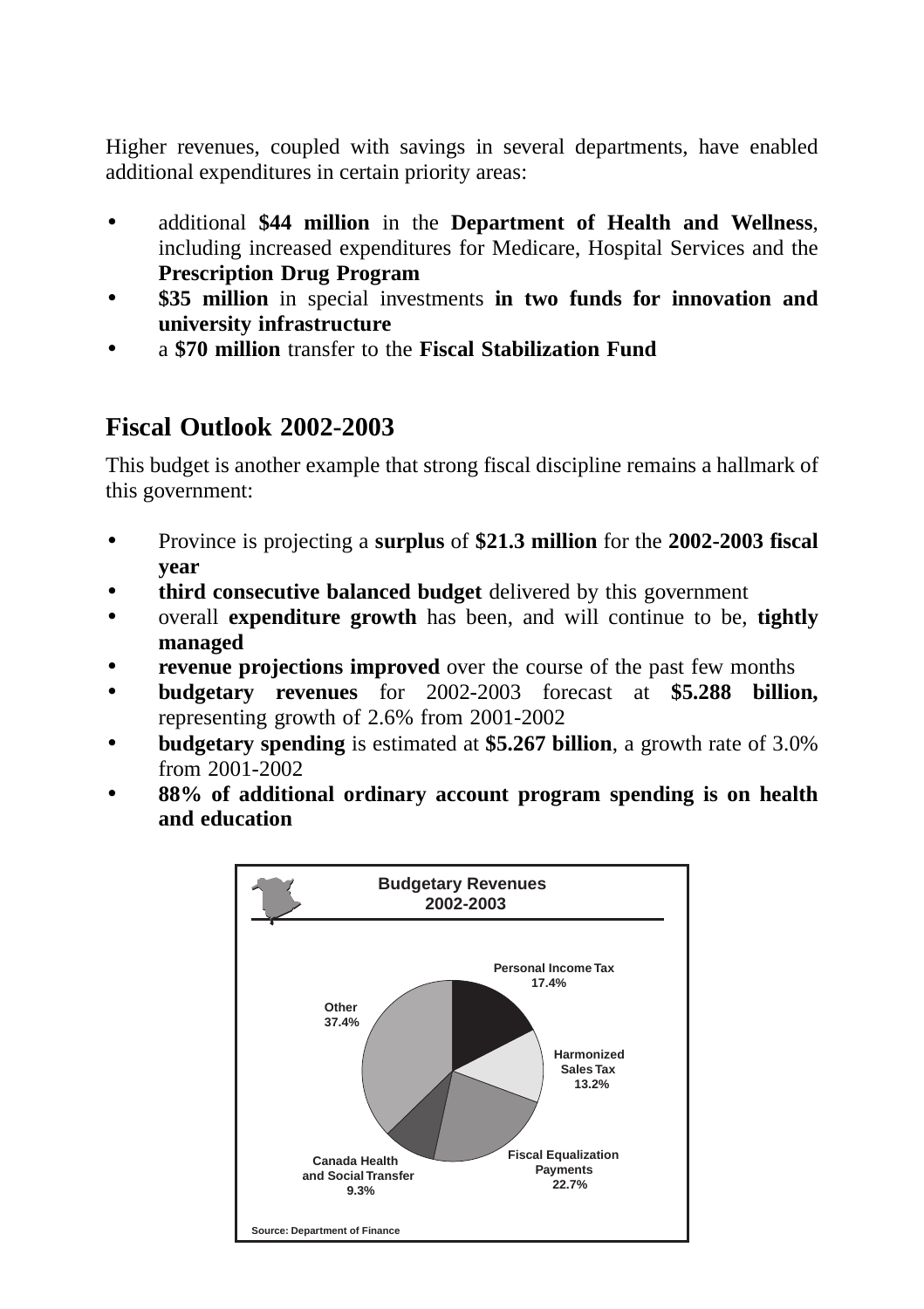Higher revenues, coupled with savings in several departments, have enabled additional expenditures in certain priority areas:

- additional **$44 million** in the **Department of Health and Wellness**, including increased expenditures for Medicare, Hospital Services and the **Prescription Drug Program**
- **$35 million** in special investments **in two funds for innovation and university infrastructure**
- a **$70 million** transfer to the **Fiscal Stabilization Fund**

## Fiscal Outlook 2002-2003

This budget is another example that strong fiscal discipline remains a hallmark of this government:

- Province is projecting a **surplus** of **$21.3 million** for the **2002-2003 fiscal year**
- **third consecutive balanced budget** delivered by this government
- overall **expenditure growth** has been, and will continue to be, **tightly managed**
- **revenue projections improved** over the course of the past few months
- **budgetary revenues** for 2002-2003 forecast at **$5.288 billion,** representing growth of 2.6% from 2001-2002
- **budgetary spending** is estimated at **$5.267 billion**, a growth rate of 3.0% from 2001-2002
- **88% of additional ordinary account program spending is on health and education**

**Budgetary Revenues 2002-2003**

| Source | Share |
|---|---|
| Personal Income Tax | 17.4% |
| Harmonized Sales Tax | 13.2% |
| Fiscal Equalization Payments | 22.7% |
| Canada Health and Social Transfer | 9.3% |
| Other | 37.4% |

Source: Department of Finance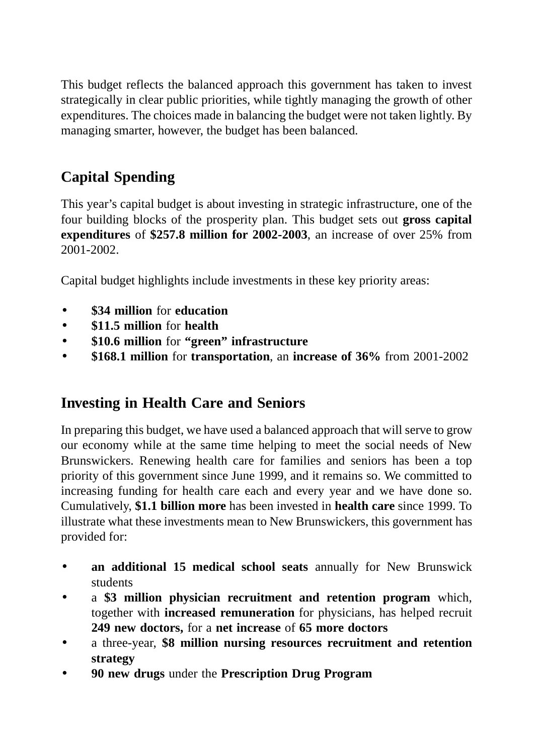This budget reflects the balanced approach this government has taken to invest strategically in clear public priorities, while tightly managing the growth of other expenditures. The choices made in balancing the budget were not taken lightly. By managing smarter, however, the budget has been balanced.

## Capital Spending

This year's capital budget is about investing in strategic infrastructure, one of the four building blocks of the prosperity plan. This budget sets out **gross capital expenditures** of **$257.8 million for 2002-2003**, an increase of over 25% from 2001-2002.

Capital budget highlights include investments in these key priority areas:

- **$34 million** for **education**
- **$11.5 million** for **health**
- **$10.6 million** for **"green" infrastructure**
- **$168.1 million** for **transportation**, an **increase of 36%** from 2001-2002

## Investing in Health Care and Seniors

In preparing this budget, we have used a balanced approach that will serve to grow our economy while at the same time helping to meet the social needs of New Brunswickers. Renewing health care for families and seniors has been a top priority of this government since June 1999, and it remains so. We committed to increasing funding for health care each and every year and we have done so. Cumulatively, **$1.1 billion more** has been invested in **health care** since 1999. To illustrate what these investments mean to New Brunswickers, this government has provided for:

- **an additional 15 medical school seats** annually for New Brunswick students
- a **$3 million physician recruitment and retention program** which, together with **increased remuneration** for physicians, has helped recruit **249 new doctors,** for a **net increase** of **65 more doctors**
- a three-year, **$8 million nursing resources recruitment and retention strategy**
- **90 new drugs** under the **Prescription Drug Program**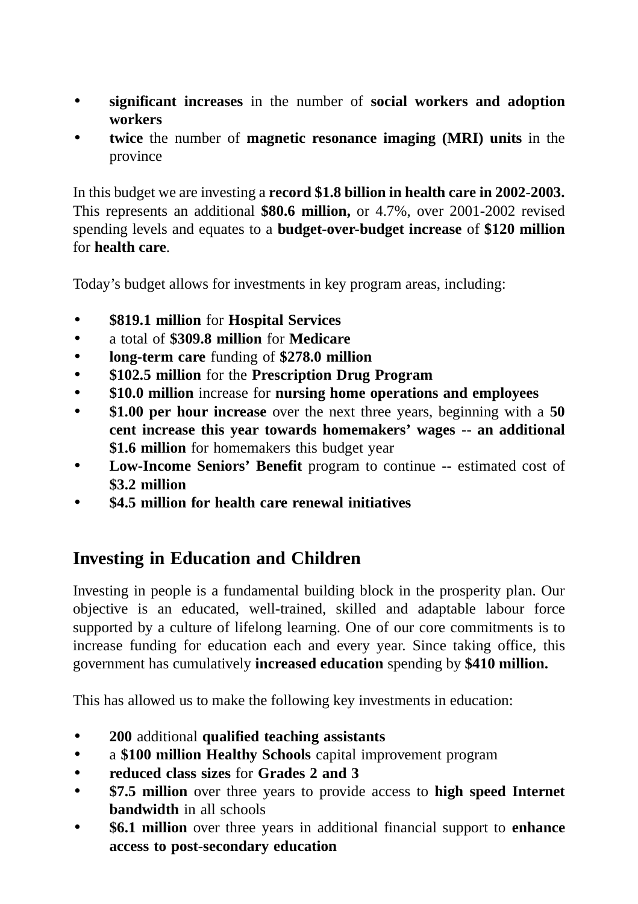- **significant increases** in the number of **social workers and adoption workers**
- **twice** the number of **magnetic resonance imaging (MRI) units** in the province

In this budget we are investing a **record $1.8 billion in health care in 2002-2003.** This represents an additional **$80.6 million,** or 4.7%, over 2001-2002 revised spending levels and equates to a **budget-over-budget increase** of **$120 million** for **health care**.

Today's budget allows for investments in key program areas, including:

- **$819.1 million** for **Hospital Services**
- a total of **$309.8 million** for **Medicare**
- **long-term care** funding of **$278.0 million**
- **$102.5 million** for the **Prescription Drug Program**
- **$10.0 million** increase for **nursing home operations and employees**
- **$1.00 per hour increase** over the next three years, beginning with a **50 cent increase this year towards homemakers' wages** -- **an additional $1.6 million** for homemakers this budget year
- **Low-Income Seniors' Benefit** program to continue -- estimated cost of **$3.2 million**
- **$4.5 million for health care renewal initiatives**

## Investing in Education and Children

Investing in people is a fundamental building block in the prosperity plan. Our objective is an educated, well-trained, skilled and adaptable labour force supported by a culture of lifelong learning. One of our core commitments is to increase funding for education each and every year. Since taking office, this government has cumulatively **increased education** spending by **$410 million.**

This has allowed us to make the following key investments in education:

- **200** additional **qualified teaching assistants**
- a **$100 million Healthy Schools** capital improvement program
- **reduced class sizes** for **Grades 2 and 3**
- **$7.5 million** over three years to provide access to **high speed Internet bandwidth** in all schools
- **$6.1 million** over three years in additional financial support to **enhance access to post-secondary education**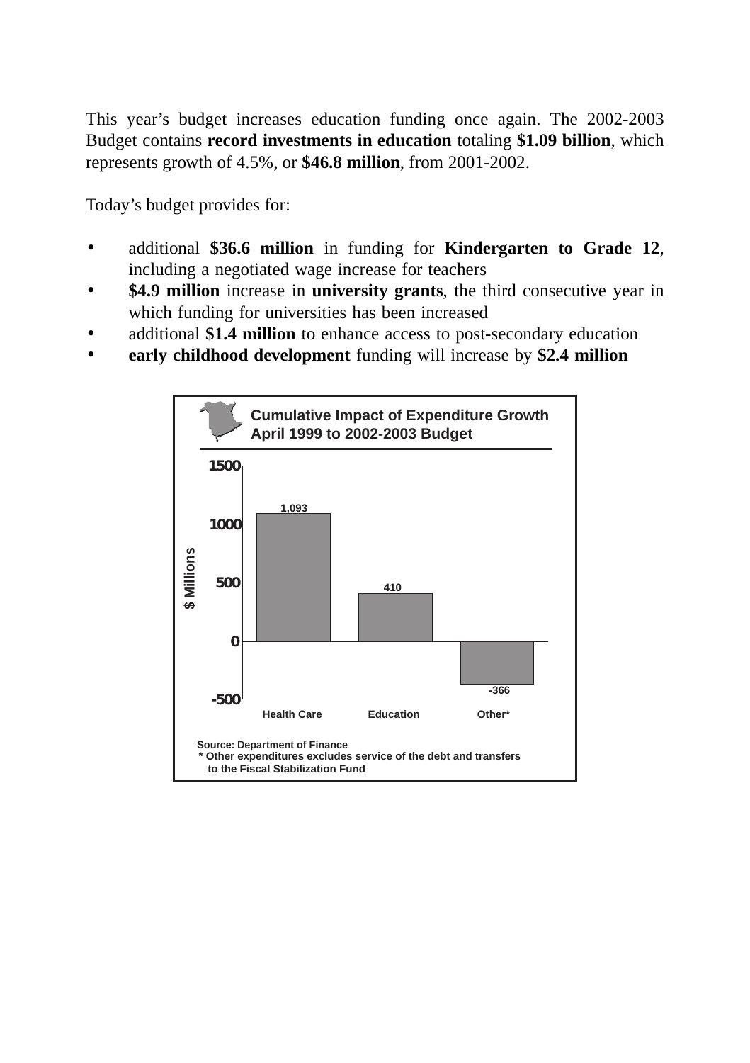This year's budget increases education funding once again. The 2002-2003 Budget contains **record investments in education** totaling **$1.09 billion**, which represents growth of 4.5%, or **$46.8 million**, from 2001-2002.

Today's budget provides for:

- additional **$36.6 million** in funding for **Kindergarten to Grade 12**, including a negotiated wage increase for teachers
- **$4.9 million** increase in **university grants**, the third consecutive year in which funding for universities has been increased
- additional **$1.4 million** to enhance access to post-secondary education
- **early childhood development** funding will increase by **$2.4 million**

**Cumulative Impact of Expenditure Growth April 1999 to 2002-2003 Budget**

| | $ Millions |
|---|---|
| Health Care | 1,093 |
| Education | 410 |
| Other* | -366 |

Source: Department of Finance
* Other expenditures excludes service of the debt and transfers to the Fiscal Stabilization Fund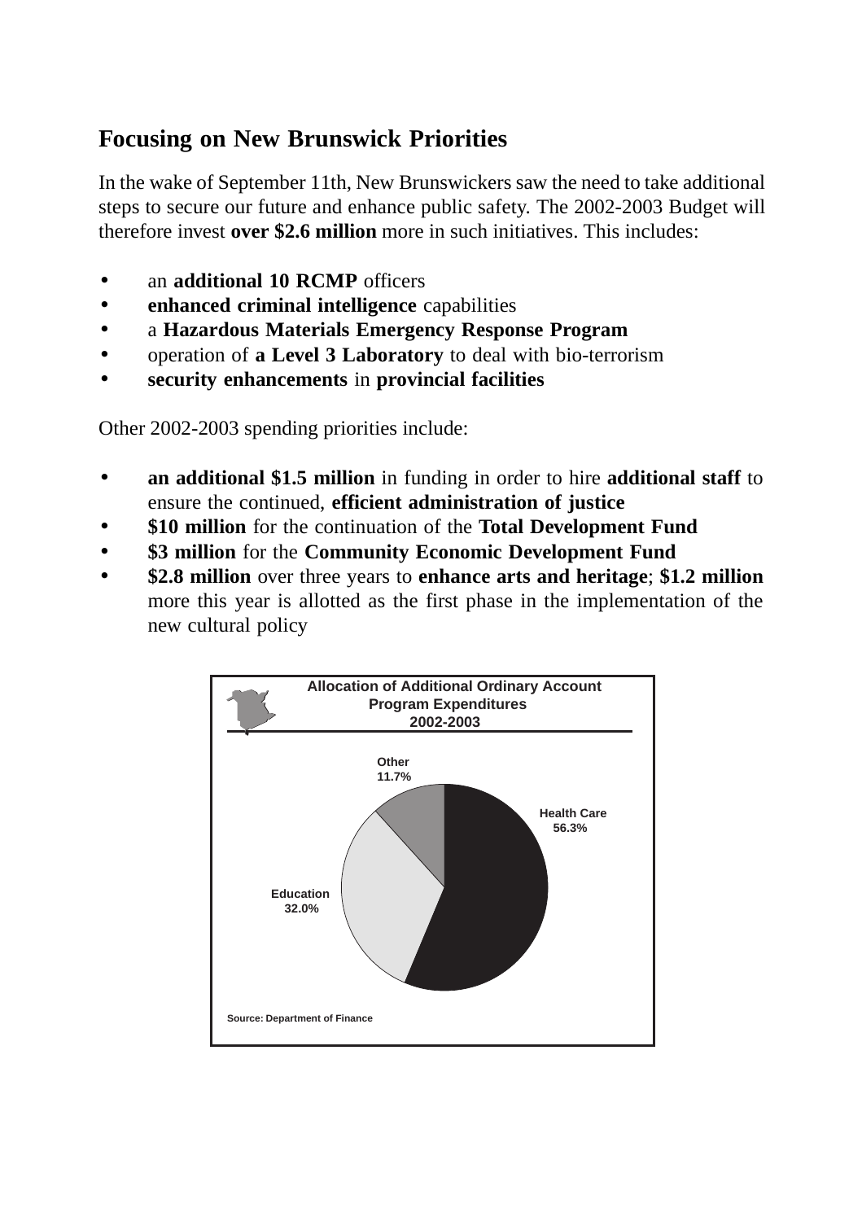## Focusing on New Brunswick Priorities

In the wake of September 11th, New Brunswickers saw the need to take additional steps to secure our future and enhance public safety. The 2002-2003 Budget will therefore invest **over $2.6 million** more in such initiatives. This includes:

- an **additional 10 RCMP** officers
- **enhanced criminal intelligence** capabilities
- a **Hazardous Materials Emergency Response Program**
- operation of **a Level 3 Laboratory** to deal with bio-terrorism
- **security enhancements** in **provincial facilities**

Other 2002-2003 spending priorities include:

- **an additional $1.5 million** in funding in order to hire **additional staff** to ensure the continued, **efficient administration of justice**
- **$10 million** for the continuation of the **Total Development Fund**
- **$3 million** for the **Community Economic Development Fund**
- **$2.8 million** over three years to **enhance arts and heritage**; **$1.2 million** more this year is allotted as the first phase in the implementation of the new cultural policy

**Allocation of Additional Ordinary Account Program Expenditures 2002-2003**

| Category | Share |
|---|---|
| Health Care | 56.3% |
| Education | 32.0% |
| Other | 11.7% |

Source: Department of Finance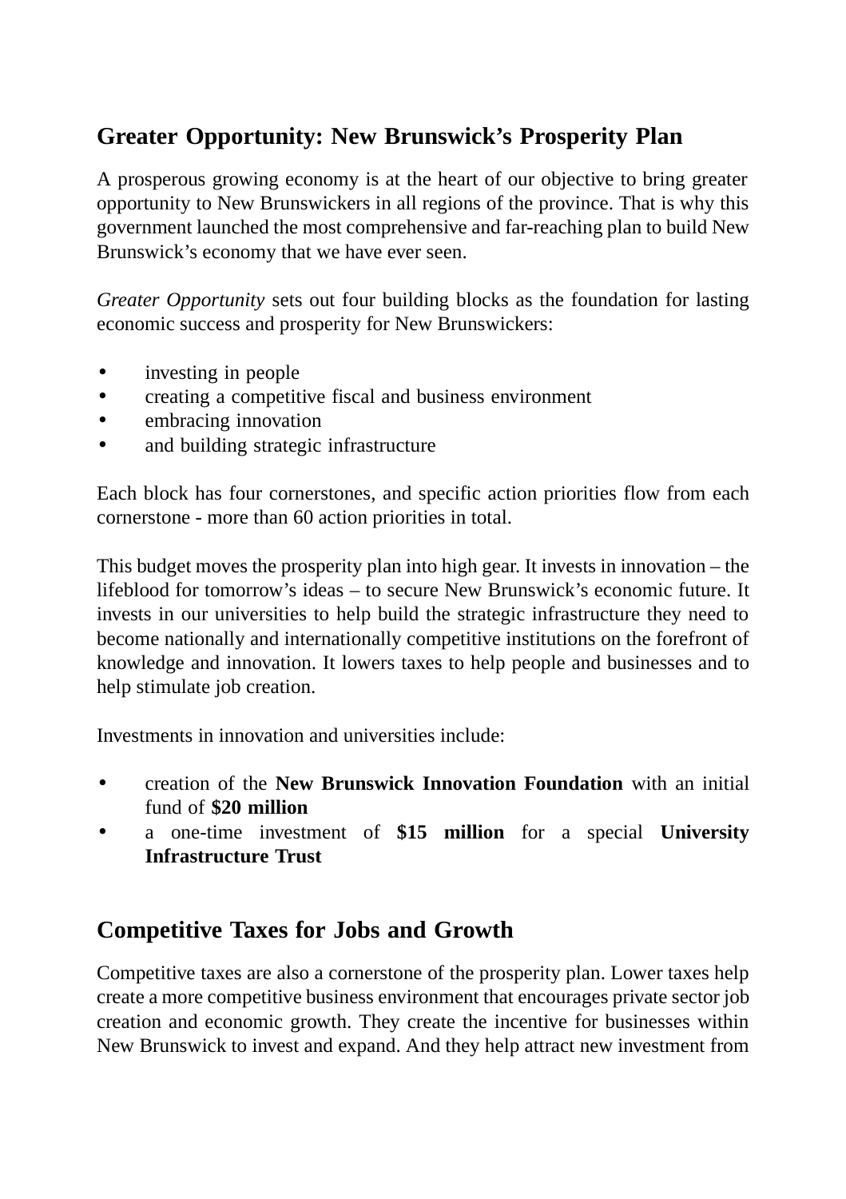## Greater Opportunity: New Brunswick's Prosperity Plan

A prosperous growing economy is at the heart of our objective to bring greater opportunity to New Brunswickers in all regions of the province. That is why this government launched the most comprehensive and far-reaching plan to build New Brunswick's economy that we have ever seen.

*Greater Opportunity* sets out four building blocks as the foundation for lasting economic success and prosperity for New Brunswickers:

- investing in people
- creating a competitive fiscal and business environment
- embracing innovation
- and building strategic infrastructure

Each block has four cornerstones, and specific action priorities flow from each cornerstone - more than 60 action priorities in total.

This budget moves the prosperity plan into high gear. It invests in innovation – the lifeblood for tomorrow's ideas – to secure New Brunswick's economic future. It invests in our universities to help build the strategic infrastructure they need to become nationally and internationally competitive institutions on the forefront of knowledge and innovation. It lowers taxes to help people and businesses and to help stimulate job creation.

Investments in innovation and universities include:

- creation of the **New Brunswick Innovation Foundation** with an initial fund of **$20 million**
- a one-time investment of **$15 million** for a special **University Infrastructure Trust**

## Competitive Taxes for Jobs and Growth

Competitive taxes are also a cornerstone of the prosperity plan. Lower taxes help create a more competitive business environment that encourages private sector job creation and economic growth. They create the incentive for businesses within New Brunswick to invest and expand. And they help attract new investment from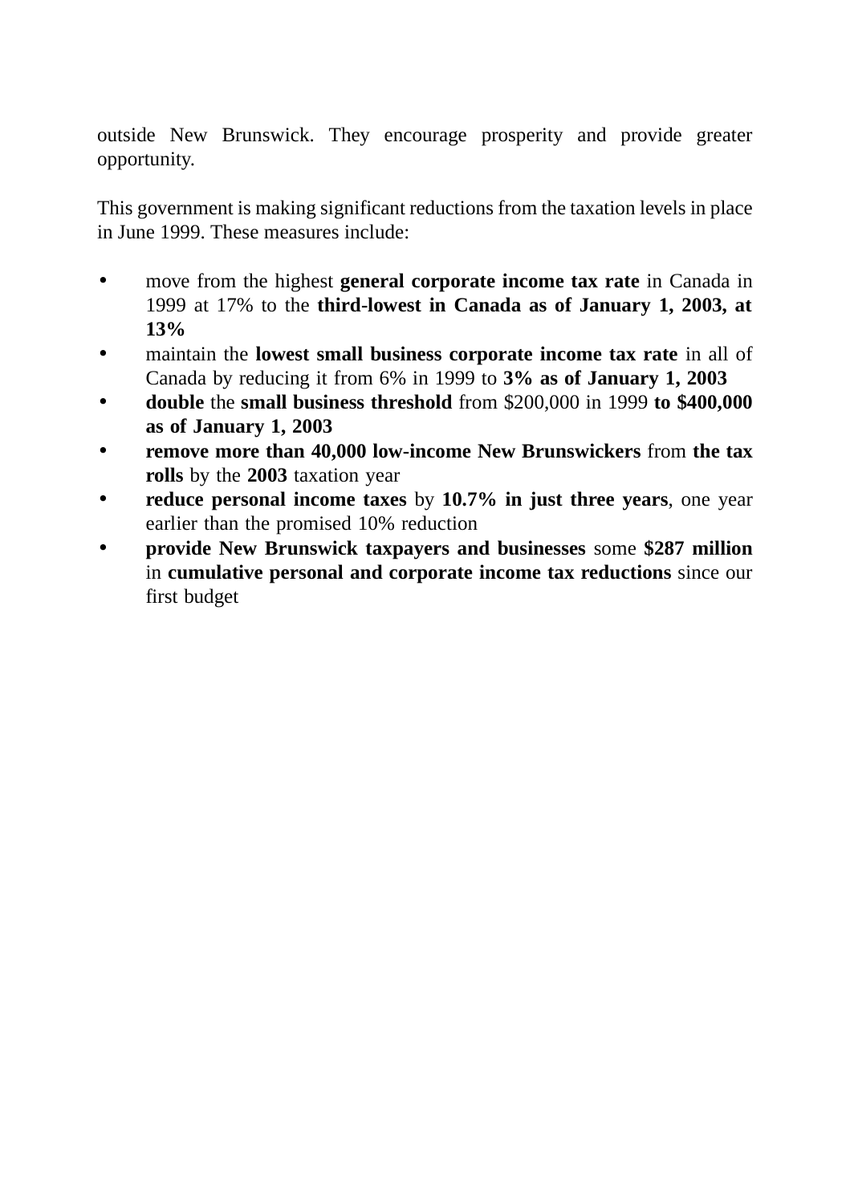outside New Brunswick. They encourage prosperity and provide greater opportunity.

This government is making significant reductions from the taxation levels in place in June 1999. These measures include:

- move from the highest **general corporate income tax rate** in Canada in 1999 at 17% to the **third-lowest in Canada as of January 1, 2003, at 13%**
- maintain the **lowest small business corporate income tax rate** in all of Canada by reducing it from 6% in 1999 to **3% as of January 1, 2003**
- **double** the **small business threshold** from $200,000 in 1999 **to $400,000 as of January 1, 2003**
- **remove more than 40,000 low-income New Brunswickers** from **the tax rolls** by the **2003** taxation year
- **reduce personal income taxes** by **10.7% in just three years**, one year earlier than the promised 10% reduction
- **provide New Brunswick taxpayers and businesses** some **$287 million** in **cumulative personal and corporate income tax reductions** since our first budget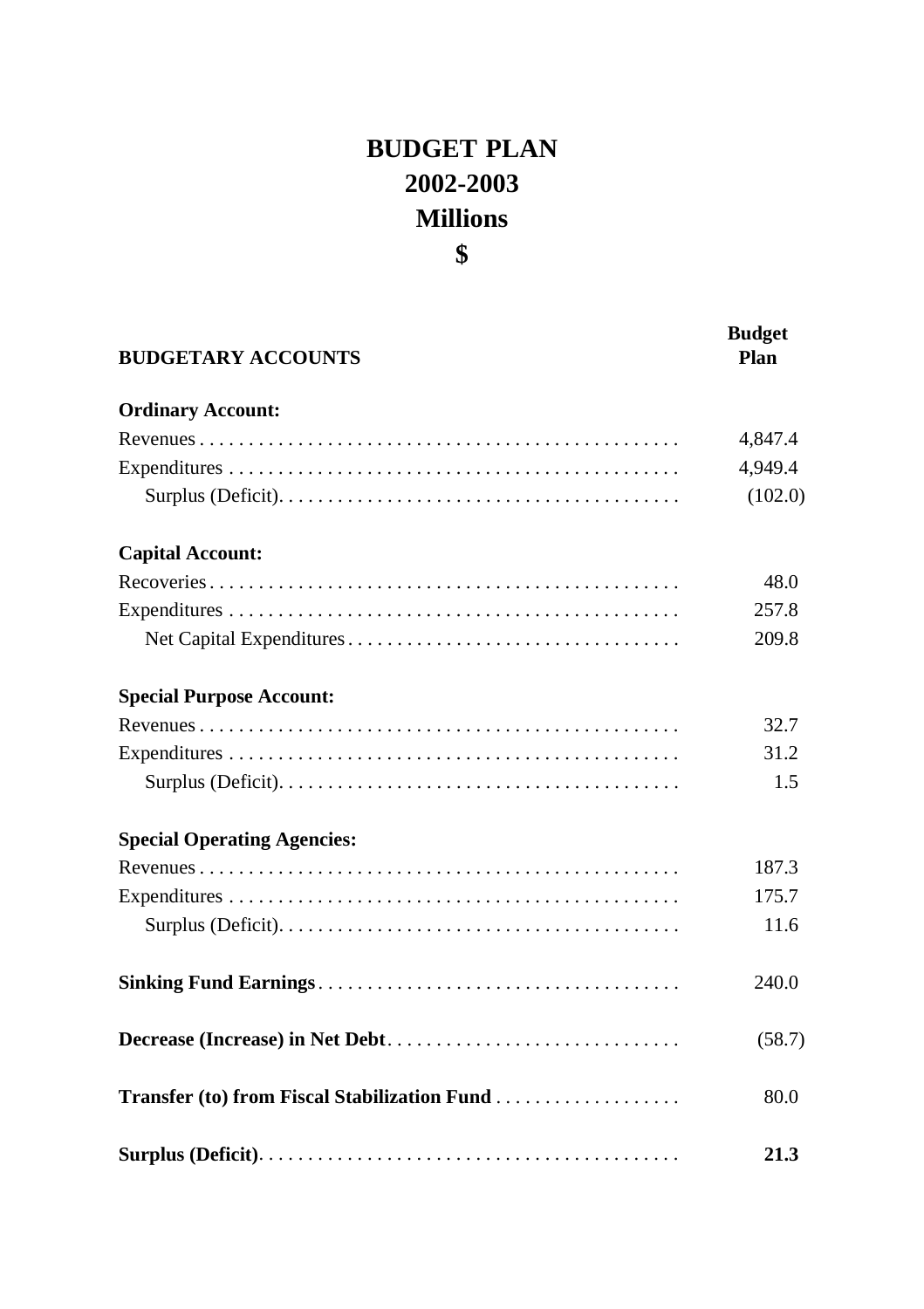# BUDGET PLAN
# 2002-2003
# Millions
# $

| BUDGETARY ACCOUNTS | Budget Plan |
|---|---|
| **Ordinary Account:** | |
| Revenues | 4,847.4 |
| Expenditures | 4,949.4 |
| Surplus (Deficit) | (102.0) |
| **Capital Account:** | |
| Recoveries | 48.0 |
| Expenditures | 257.8 |
| Net Capital Expenditures | 209.8 |
| **Special Purpose Account:** | |
| Revenues | 32.7 |
| Expenditures | 31.2 |
| Surplus (Deficit) | 1.5 |
| **Special Operating Agencies:** | |
| Revenues | 187.3 |
| Expenditures | 175.7 |
| Surplus (Deficit) | 11.6 |
| **Sinking Fund Earnings** | 240.0 |
| **Decrease (Increase) in Net Debt** | (58.7) |
| **Transfer (to) from Fiscal Stabilization Fund** | 80.0 |
| **Surplus (Deficit)** | **21.3** |